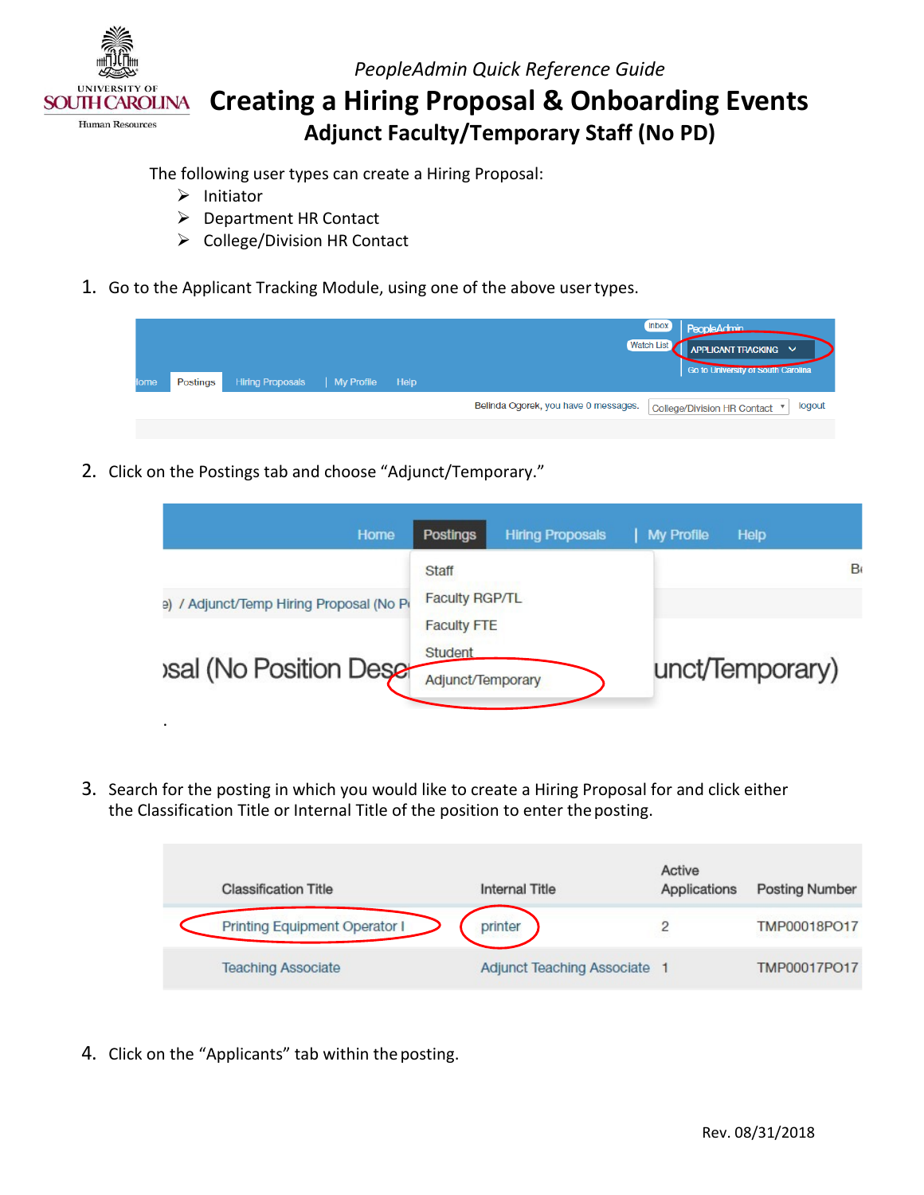*PeopleAdmin Quick Reference Guide*

# Creating a Hiring Proposal & Onboarding Events

## Adjunct Faculty/Temporary Staff (No PD)

The following user types can create a Hiring Proposal:

- Initiator
- Department HR Contact
- College/Division HR Contact

1. Go to the Applicant Tracking Module, using one of the above user types.

2. Click on the Postings tab and choose "Adjunct/Temporary."

3. Search for the posting in which you would like to create a Hiring Proposal for and click either the Classification Title or Internal Title of the position to enter the posting.

| Classification Title | Internal Title | Active Applications | Posting Number |
|---|---|---|---|
| Printing Equipment Operator I | printer | 2 | TMP00018PO17 |
| Teaching Associate | Adjunct Teaching Associate | 1 | TMP00017PO17 |

4. Click on the "Applicants" tab within the posting.

Rev. 08/31/2018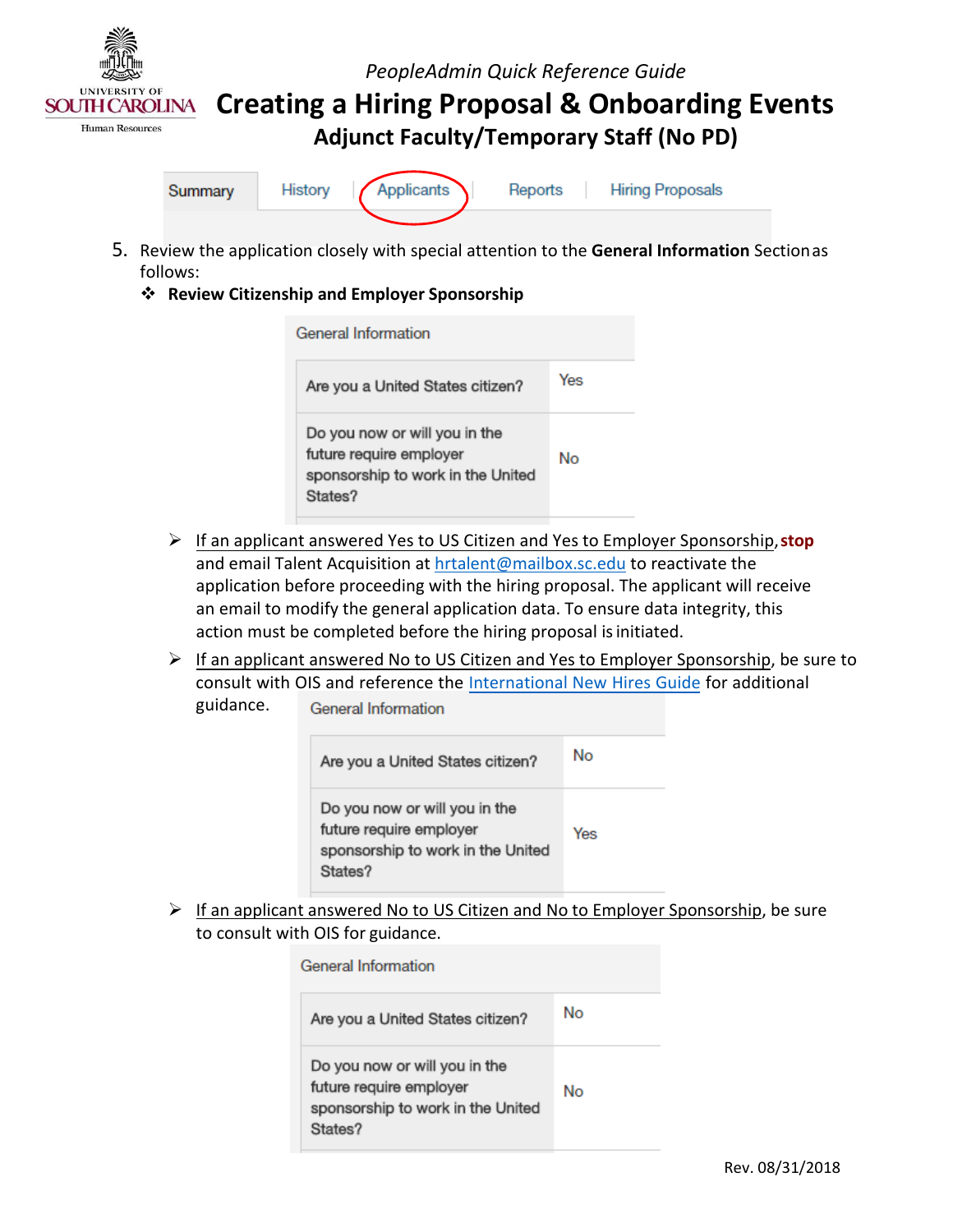# PeopleAdmin Quick Reference Guide

# Creating a Hiring Proposal & Onboarding Events

## Adjunct Faculty/Temporary Staff (No PD)

| Summary | History | Applicants | Reports | Hiring Proposals |
|---|---|---|---|---|

5. Review the application closely with special attention to the **General Information** Section as follows:

   ❖ **Review Citizenship and Employer Sponsorship**

| General Information | |
|---|---|
| Are you a United States citizen? | Yes |
| Do you now or will you in the future require employer sponsorship to work in the United States? | No |

   - If an applicant answered Yes to US Citizen and Yes to Employer Sponsorship, **stop** and email Talent Acquisition at hrtalent@mailbox.sc.edu to reactivate the application before proceeding with the hiring proposal. The applicant will receive an email to modify the general application data. To ensure data integrity, this action must be completed before the hiring proposal is initiated.
   - If an applicant answered No to US Citizen and Yes to Employer Sponsorship, be sure to consult with OIS and reference the International New Hires Guide for additional guidance.

| General Information | |
|---|---|
| Are you a United States citizen? | No |
| Do you now or will you in the future require employer sponsorship to work in the United States? | Yes |

   - If an applicant answered No to US Citizen and No to Employer Sponsorship, be sure to consult with OIS for guidance.

| General Information | |
|---|---|
| Are you a United States citizen? | No |
| Do you now or will you in the future require employer sponsorship to work in the United States? | No |

Rev. 08/31/2018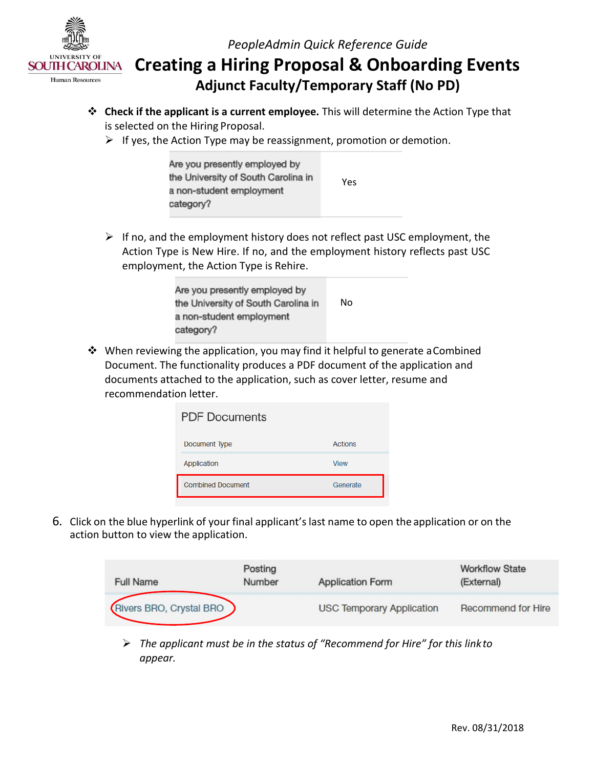- **Check if the applicant is a current employee.** This will determine the Action Type that is selected on the Hiring Proposal.
  - If yes, the Action Type may be reassignment, promotion or demotion.

| Are you presently employed by the University of South Carolina in a non-student employment category? | Yes |
|---|---|

  - If no, and the employment history does not reflect past USC employment, the Action Type is New Hire. If no, and the employment history reflects past USC employment, the Action Type is Rehire.

| Are you presently employed by the University of South Carolina in a non-student employment category? | No |
|---|---|

- When reviewing the application, you may find it helpful to generate a Combined Document. The functionality produces a PDF document of the application and documents attached to the application, such as cover letter, resume and recommendation letter.

**PDF Documents**

| Document Type | Actions |
|---|---|
| Application | View |
| Combined Document | Generate |

6. Click on the blue hyperlink of your final applicant's last name to open the application or on the action button to view the application.

| Full Name | Posting Number | Application Form | Workflow State (External) |
|---|---|---|---|
| Rivers BRO, Crystal BRO | | USC Temporary Application | Recommend for Hire |

  - *The applicant must be in the status of "Recommend for Hire" for this link to appear.*

Rev. 08/31/2018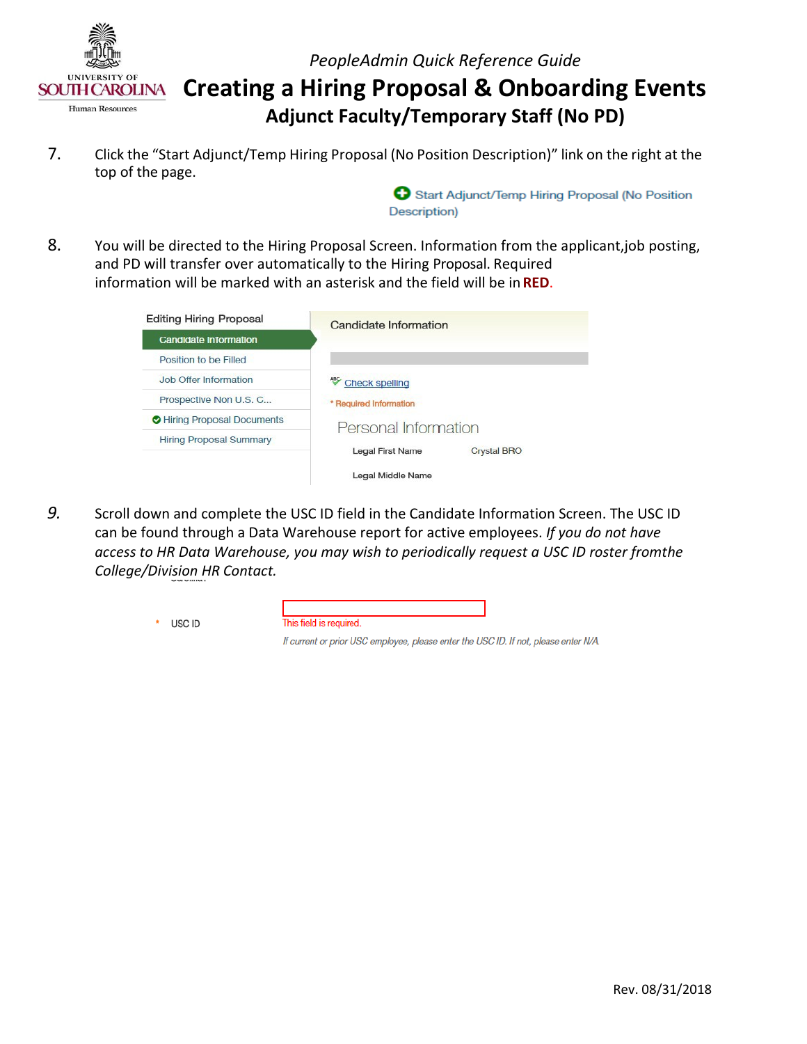7. Click the "Start Adjunct/Temp Hiring Proposal (No Position Description)" link on the right at the top of the page.

   Start Adjunct/Temp Hiring Proposal (No Position Description)

8. You will be directed to the Hiring Proposal Screen. Information from the applicant,job posting, and PD will transfer over automatically to the Hiring Proposal. Required information will be marked with an asterisk and the field will be in **RED**.

   Editing Hiring Proposal
   - Candidate Information
   - Position to be Filled
   - Job Offer Information
   - Prospective Non U.S. C...
   - Hiring Proposal Documents
   - Hiring Proposal Summary

   Candidate Information

   Check spelling

   * Required Information

   Personal Information

   Legal First Name Crystal BRO

   Legal Middle Name

9. Scroll down and complete the USC ID field in the Candidate Information Screen. The USC ID can be found through a Data Warehouse report for active employees. *If you do not have access to HR Data Warehouse, you may wish to periodically request a USC ID roster fromthe College/Division HR Contact.*

   \* USC ID

   This field is required.

   *If current or prior USC employee, please enter the USC ID. If not, please enter N/A.*

Rev. 08/31/2018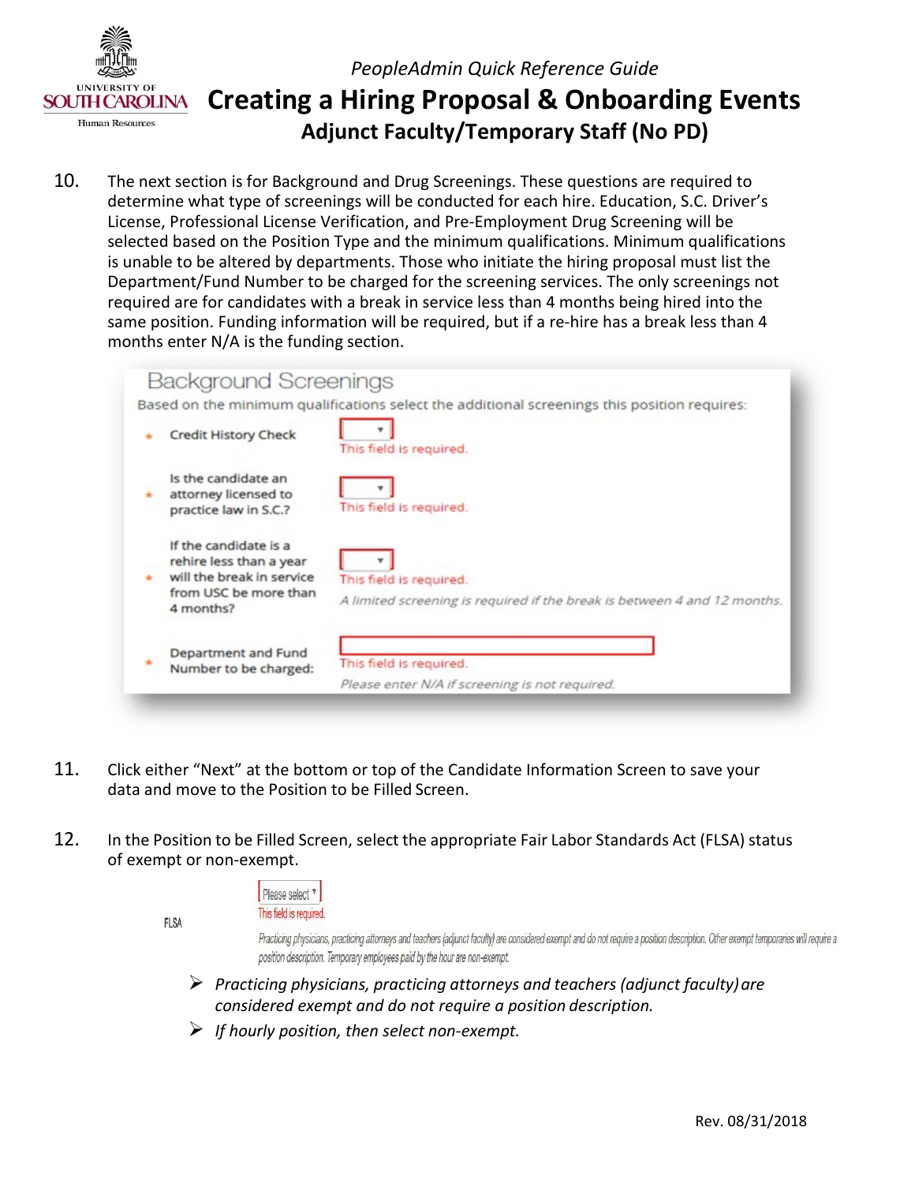PeopleAdmin Quick Reference Guide

# Creating a Hiring Proposal & Onboarding Events

## Adjunct Faculty/Temporary Staff (No PD)

10. The next section is for Background and Drug Screenings. These questions are required to determine what type of screenings will be conducted for each hire. Education, S.C. Driver's License, Professional License Verification, and Pre-Employment Drug Screening will be selected based on the Position Type and the minimum qualifications. Minimum qualifications is unable to be altered by departments. Those who initiate the hiring proposal must list the Department/Fund Number to be charged for the screening services. The only screenings not required are for candidates with a break in service less than 4 months being hired into the same position. Funding information will be required, but if a re-hire has a break less than 4 months enter N/A is the funding section.

Background Screenings

Based on the minimum qualifications select the additional screenings this position requires:

- * Credit History Check — This field is required.
- * Is the candidate an attorney licensed to practice law in S.C.? — This field is required.
- * If the candidate is a rehire less than a year will the break in service from USC be more than 4 months? — This field is required. *A limited screening is required if the break is between 4 and 12 months.*
- * Department and Fund Number to be charged: — This field is required. *Please enter N/A if screening is not required.*

11. Click either "Next" at the bottom or top of the Candidate Information Screen to save your data and move to the Position to be Filled Screen.

12. In the Position to be Filled Screen, select the appropriate Fair Labor Standards Act (FLSA) status of exempt or non-exempt.

FLSA — Please select — This field is required.

Practicing physicians, practicing attorneys and teachers (adjunct faculty) are considered exempt and do not require a position description. Other exempt temporaries will require a position description. Temporary employees paid by the hour are non-exempt.

- *Practicing physicians, practicing attorneys and teachers (adjunct faculty) are considered exempt and do not require a position description.*
- *If hourly position, then select non-exempt.*

Rev. 08/31/2018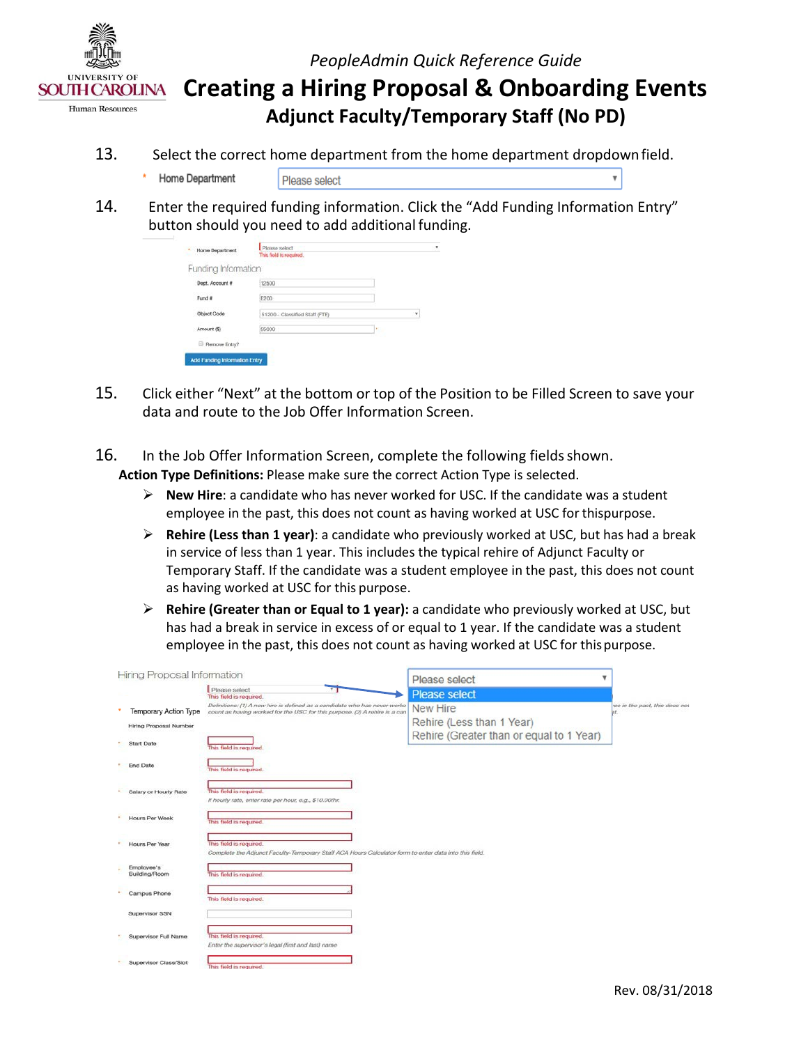# PeopleAdmin Quick Reference Guide

# Creating a Hiring Proposal & Onboarding Events

## Adjunct Faculty/Temporary Staff (No PD)

13. Select the correct home department from the home department dropdown field.

    * Home Department — Please select

14. Enter the required funding information. Click the "Add Funding Information Entry" button should you need to add additional funding.

15. Click either "Next" at the bottom or top of the Position to be Filled Screen to save your data and route to the Job Offer Information Screen.

16. In the Job Offer Information Screen, complete the following fields shown.

**Action Type Definitions:** Please make sure the correct Action Type is selected.

- **New Hire**: a candidate who has never worked for USC. If the candidate was a student employee in the past, this does not count as having worked at USC for this purpose.
- **Rehire (Less than 1 year)**: a candidate who previously worked at USC, but has had a break in service of less than 1 year. This includes the typical rehire of Adjunct Faculty or Temporary Staff. If the candidate was a student employee in the past, this does not count as having worked at USC for this purpose.
- **Rehire (Greater than or Equal to 1 year):** a candidate who previously worked at USC, but has had a break in service in excess of or equal to 1 year. If the candidate was a student employee in the past, this does not count as having worked at USC for this purpose.

Rev. 08/31/2018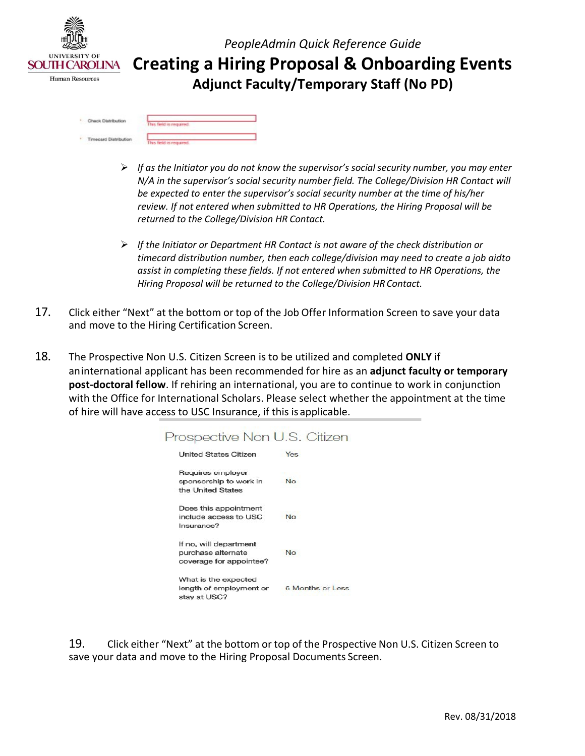Check Distribution — This field is required.

Timecard Distribution — This field is required.

- *If as the Initiator you do not know the supervisor's social security number, you may enter N/A in the supervisor's social security number field. The College/Division HR Contact will be expected to enter the supervisor's social security number at the time of his/her review. If not entered when submitted to HR Operations, the Hiring Proposal will be returned to the College/Division HR Contact.*

- *If the Initiator or Department HR Contact is not aware of the check distribution or timecard distribution number, then each college/division may need to create a job aidto assist in completing these fields. If not entered when submitted to HR Operations, the Hiring Proposal will be returned to the College/Division HR Contact.*

17. Click either "Next" at the bottom or top of the Job Offer Information Screen to save your data and move to the Hiring Certification Screen.

18. The Prospective Non U.S. Citizen Screen is to be utilized and completed **ONLY** if aninternational applicant has been recommended for hire as an **adjunct faculty or temporary post-doctoral fellow**. If rehiring an international, you are to continue to work in conjunction with the Office for International Scholars. Please select whether the appointment at the time of hire will have access to USC Insurance, if this isapplicable.

### Prospective Non U.S. Citizen

| | |
|---|---|
| United States Citizen | Yes |
| Requires employer sponsorship to work in the United States | No |
| Does this appointment include access to USC Insurance? | No |
| If no, will department purchase alternate coverage for appointee? | No |
| What is the expected length of employment or stay at USC? | 6 Months or Less |

19. Click either "Next" at the bottom or top of the Prospective Non U.S. Citizen Screen to save your data and move to the Hiring Proposal Documents Screen.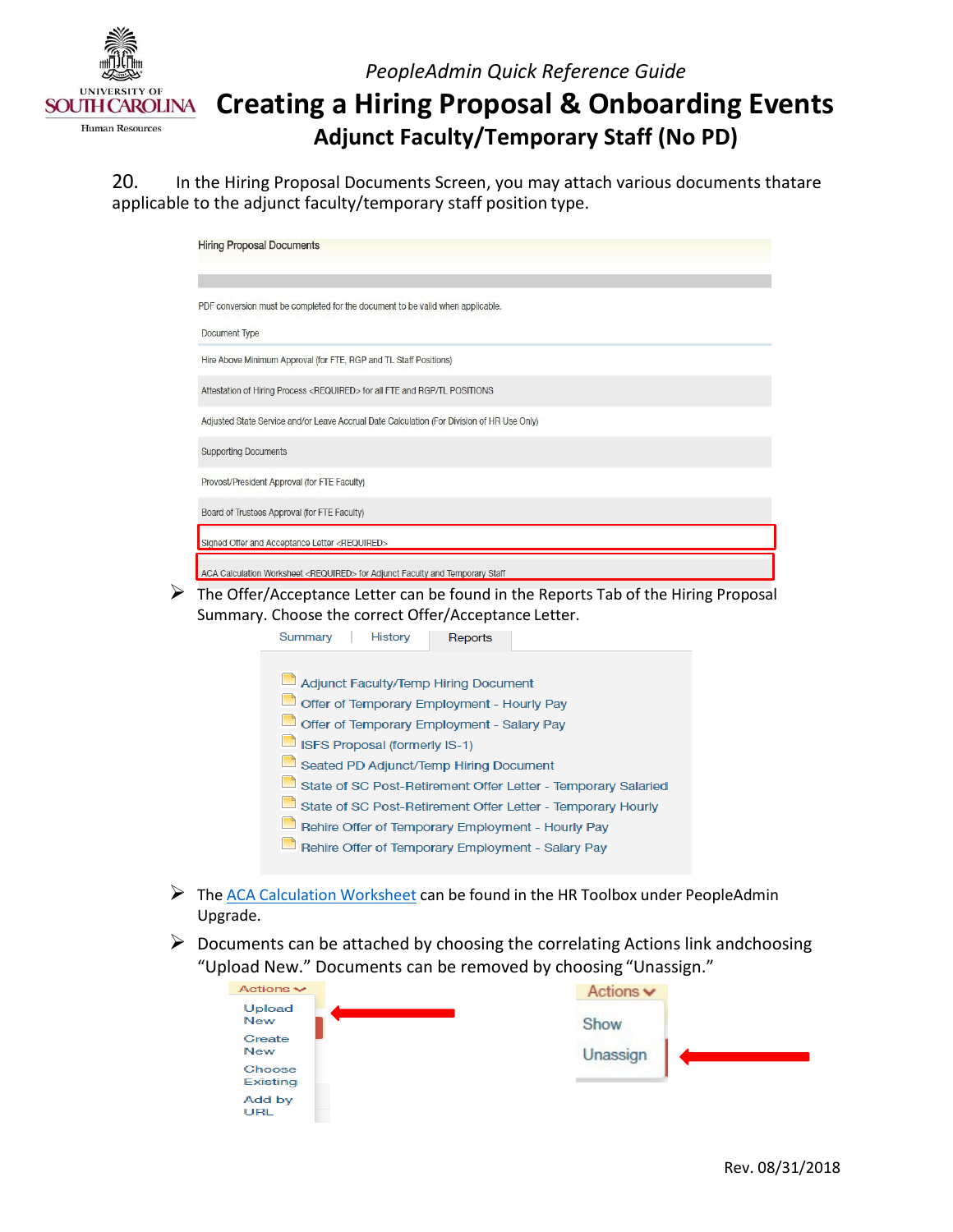PeopleAdmin Quick Reference Guide

# Creating a Hiring Proposal & Onboarding Events

## Adjunct Faculty/Temporary Staff (No PD)

20. In the Hiring Proposal Documents Screen, you may attach various documents thatare applicable to the adjunct faculty/temporary staff position type.

Hiring Proposal Documents

PDF conversion must be completed for the document to be valid when applicable.

| Document Type |
|---|
| Hire Above Minimum Approval (for FTE, RGP and TL Staff Positions) |
| Attestation of Hiring Process <REQUIRED> for all FTE and RGP/TL POSITIONS |
| Adjusted State Service and/or Leave Accrual Date Calculation (For Division of HR Use Only) |
| Supporting Documents |
| Provost/President Approval (for FTE Faculty) |
| Board of Trustees Approval (for FTE Faculty) |
| Signed Offer and Acceptance Letter <REQUIRED> |
| ACA Calculation Worksheet <REQUIRED> for Adjunct Faculty and Temporary Staff |

- The Offer/Acceptance Letter can be found in the Reports Tab of the Hiring Proposal Summary. Choose the correct Offer/Acceptance Letter.

Summary | History | Reports

- Adjunct Faculty/Temp Hiring Document
- Offer of Temporary Employment - Hourly Pay
- Offer of Temporary Employment - Salary Pay
- ISFS Proposal (formerly IS-1)
- Seated PD Adjunct/Temp Hiring Document
- State of SC Post-Retirement Offer Letter - Temporary Salaried
- State of SC Post-Retirement Offer Letter - Temporary Hourly
- Rehire Offer of Temporary Employment - Hourly Pay
- Rehire Offer of Temporary Employment - Salary Pay

- The ACA Calculation Worksheet can be found in the HR Toolbox under PeopleAdmin Upgrade.
- Documents can be attached by choosing the correlating Actions link andchoosing "Upload New." Documents can be removed by choosing "Unassign."

Actions: Upload New, Create New, Choose Existing, Add by URL

Actions: Show, Unassign

Rev. 08/31/2018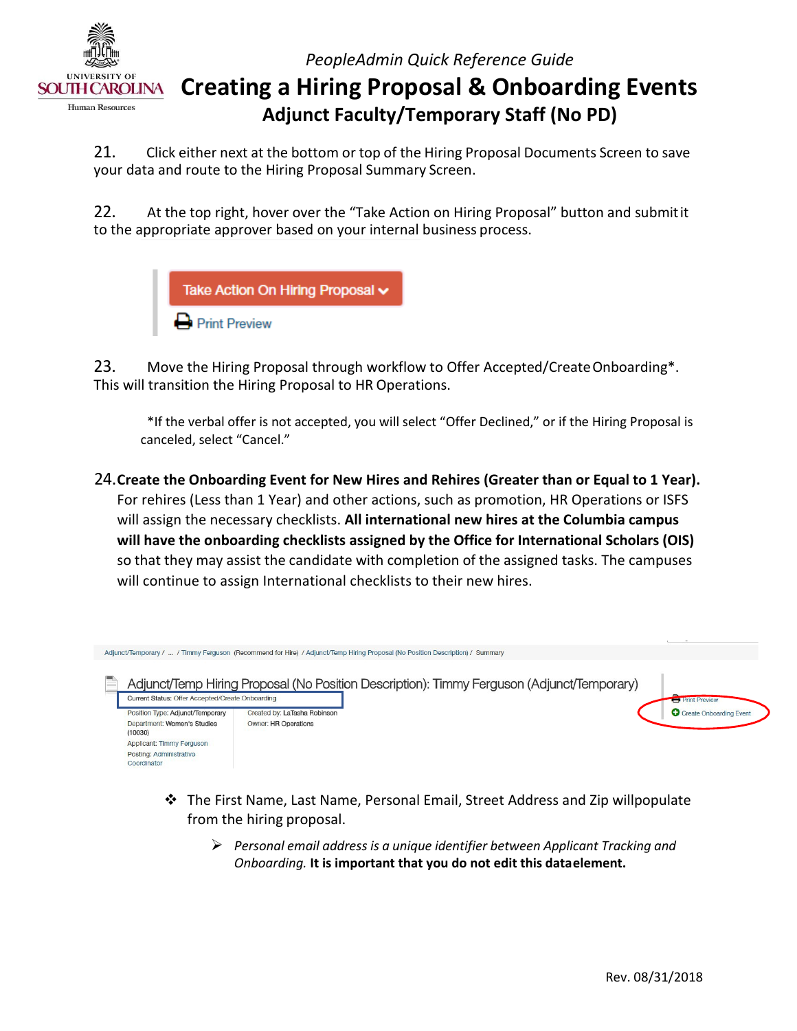21. Click either next at the bottom or top of the Hiring Proposal Documents Screen to save your data and route to the Hiring Proposal Summary Screen.

22. At the top right, hover over the "Take Action on Hiring Proposal" button and submit it to the appropriate approver based on your internal business process.

Take Action On Hiring Proposal
Print Preview

23. Move the Hiring Proposal through workflow to Offer Accepted/Create Onboarding*. This will transition the Hiring Proposal to HR Operations.

*If the verbal offer is not accepted, you will select "Offer Declined," or if the Hiring Proposal is canceled, select "Cancel."

24. **Create the Onboarding Event for New Hires and Rehires (Greater than or Equal to 1 Year).** For rehires (Less than 1 Year) and other actions, such as promotion, HR Operations or ISFS will assign the necessary checklists. **All international new hires at the Columbia campus will have the onboarding checklists assigned by the Office for International Scholars (OIS)** so that they may assist the candidate with completion of the assigned tasks. The campuses will continue to assign International checklists to their new hires.

Adjunct/Temporary / ... / Timmy Ferguson (Recommend for Hire) / Adjunct/Temp Hiring Proposal (No Position Description) / Summary

Adjunct/Temp Hiring Proposal (No Position Description): Timmy Ferguson (Adjunct/Temporary)

Current Status: Offer Accepted/Create Onboarding

Position Type: Adjunct/Temporary
Department: Women's Studies (10030)
Applicant: Timmy Ferguson
Posting: Administrative Coordinator

Created by: LaTasha Robinson
Owner: HR Operations

Print Preview
Create Onboarding Event

- The First Name, Last Name, Personal Email, Street Address and Zip will populate from the hiring proposal.
  - *Personal email address is a unique identifier between Applicant Tracking and Onboarding.* **It is important that you do not edit this data element.**

Rev. 08/31/2018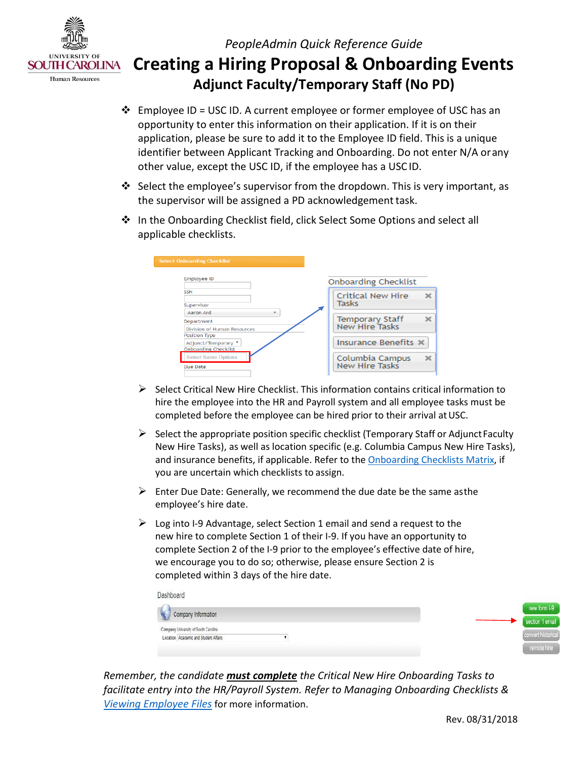*PeopleAdmin Quick Reference Guide*

# Creating a Hiring Proposal & Onboarding Events

## Adjunct Faculty/Temporary Staff (No PD)

- Employee ID = USC ID. A current employee or former employee of USC has an opportunity to enter this information on their application. If it is on their application, please be sure to add it to the Employee ID field. This is a unique identifier between Applicant Tracking and Onboarding. Do not enter N/A or any other value, except the USC ID, if the employee has a USC ID.
- Select the employee's supervisor from the dropdown. This is very important, as the supervisor will be assigned a PD acknowledgement task.
- In the Onboarding Checklist field, click Select Some Options and select all applicable checklists.

  - Select Critical New Hire Checklist. This information contains critical information to hire the employee into the HR and Payroll system and all employee tasks must be completed before the employee can be hired prior to their arrival at USC.
  - Select the appropriate position specific checklist (Temporary Staff or Adjunct Faculty New Hire Tasks), as well as location specific (e.g. Columbia Campus New Hire Tasks), and insurance benefits, if applicable. Refer to the Onboarding Checklists Matrix, if you are uncertain which checklists to assign.
  - Enter Due Date: Generally, we recommend the due date be the same as the employee's hire date.
  - Log into I-9 Advantage, select Section 1 email and send a request to the new hire to complete Section 1 of their I-9. If you have an opportunity to complete Section 2 of the I-9 prior to the employee's effective date of hire, we encourage you to do so; otherwise, please ensure Section 2 is completed within 3 days of the hire date.

*Remember, the candidate* ***must complete*** *the Critical New Hire Onboarding Tasks to facilitate entry into the HR/Payroll System. Refer to Managing Onboarding Checklists & Viewing Employee Files* for more information.

Rev. 08/31/2018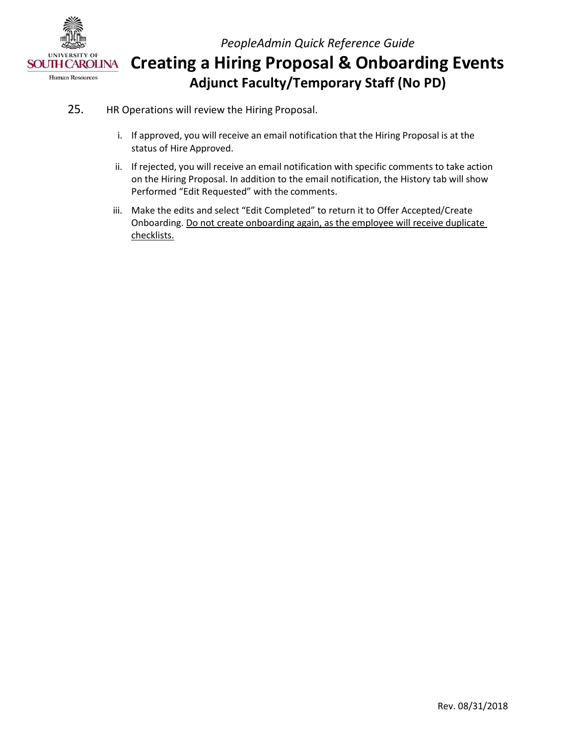25. HR Operations will review the Hiring Proposal.

    i. If approved, you will receive an email notification that the Hiring Proposal is at the status of Hire Approved.

    ii. If rejected, you will receive an email notification with specific comments to take action on the Hiring Proposal. In addition to the email notification, the History tab will show Performed "Edit Requested" with the comments.

    iii. Make the edits and select "Edit Completed" to return it to Offer Accepted/Create Onboarding. <u>Do not create onboarding again, as the employee will receive duplicate checklists.</u>